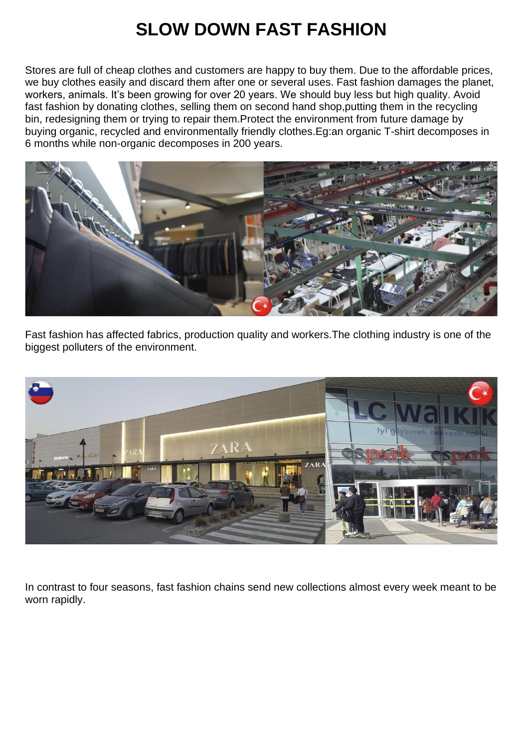# SLOW DOWN FAST FASHION

Stores are full of cheap clothes and customers are happy to buy them. Due to the affordable prices, we buy clothes easily and discard them after one or several uses. Fast fashion damages the planet, workers, animals. It’s been growing for over 20 years. We should buy less but high quality. Avoid fast fashion by donating clothes, selling them on second hand shop,putting them in the recycling bin, redesigning them or trying to repair them.Protect the environment from future damage by buying organic, recycled and environmentally friendly clothes.Eg:an organic T-shirt decomposes in 6 months while non-organic decomposes in 200 years.

Fast fashion has affected fabrics, production quality and workers.The clothing industry is one of the biggest polluters of the environment.

In contrast to four seasons, fast fashion chains send new collections almost every week meant to be worn rapidly.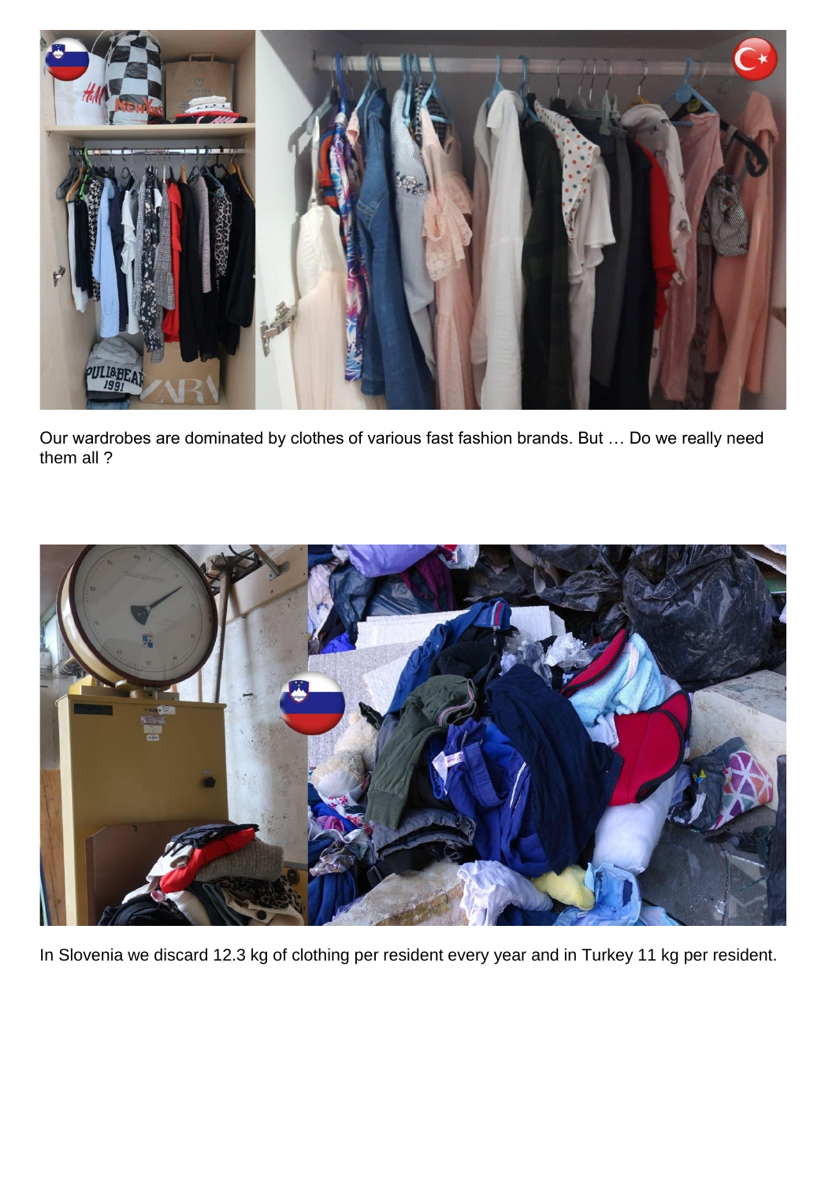Our wardrobes are dominated by clothes of various fast fashion brands. But … Do we really need them all ?

In Slovenia we discard 12.3 kg of clothing per resident every year and in Turkey 11 kg per resident.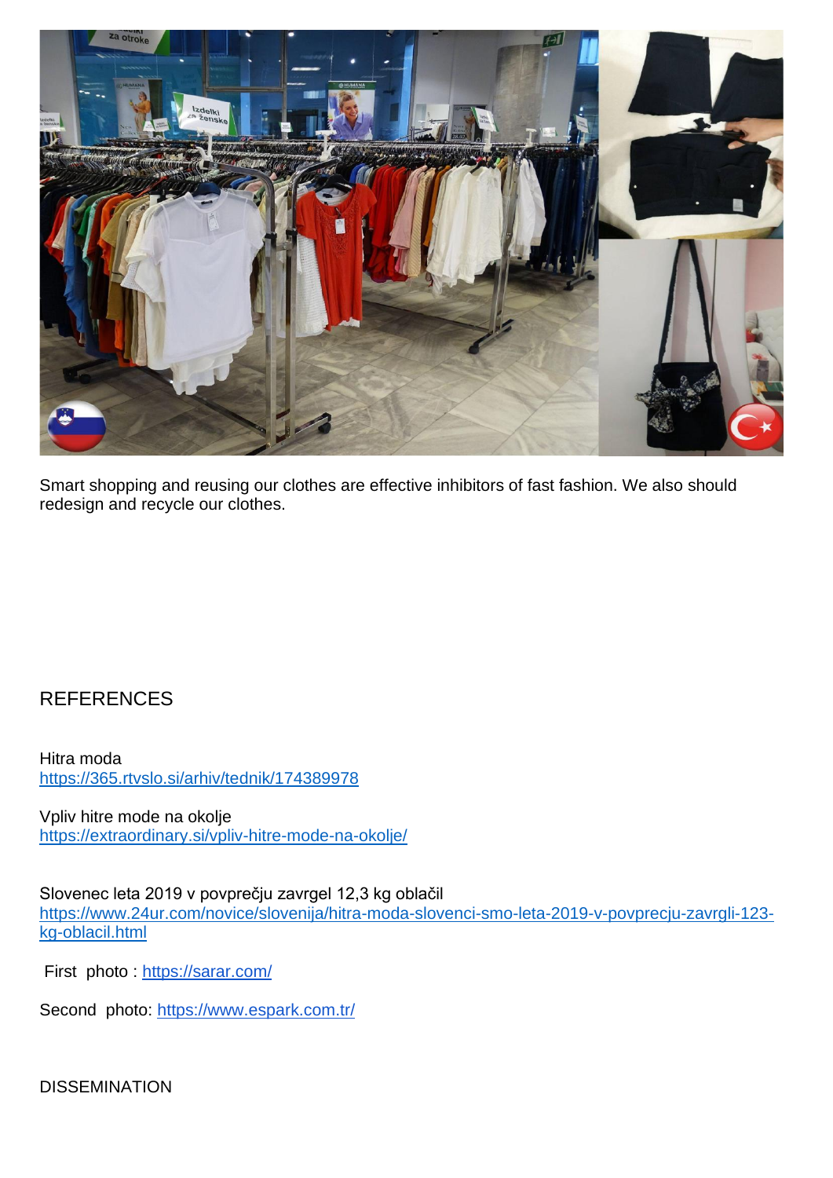Smart shopping and reusing our clothes are effective inhibitors of fast fashion. We also should redesign and recycle our clothes.

## REFERENCES

Hitra moda
https://365.rtvslo.si/arhiv/tednik/174389978

Vpliv hitre mode na okolje
https://extraordinary.si/vpliv-hitre-mode-na-okolje/

Slovenec leta 2019 v povprečju zavrgel 12,3 kg oblačil
https://www.24ur.com/novice/slovenija/hitra-moda-slovenci-smo-leta-2019-v-povprecju-zavrgli-123-kg-oblacil.html

First photo : https://sarar.com/

Second photo: https://www.espark.com.tr/

## DISSEMINATION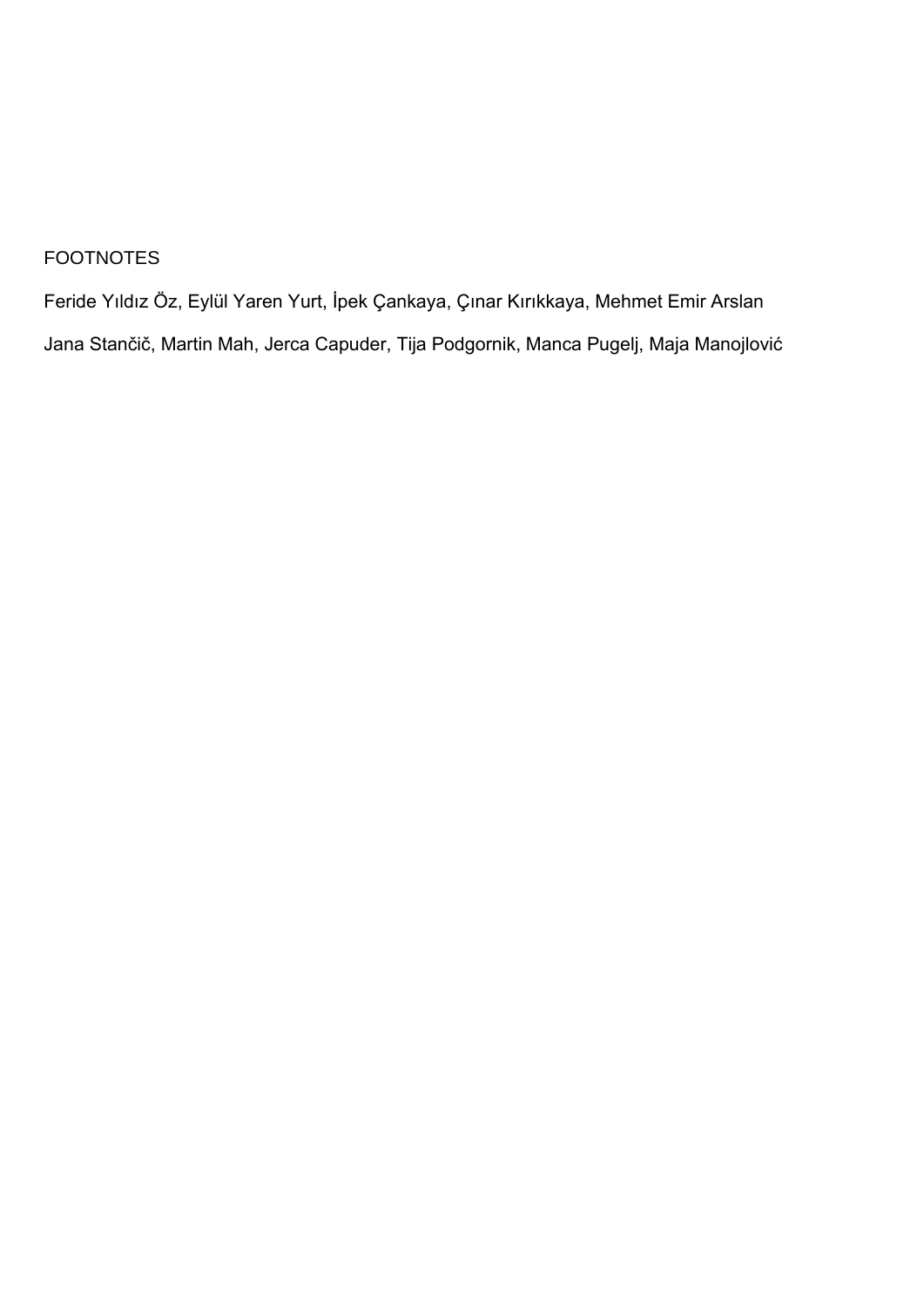FOOTNOTES

Feride Yıldız Öz, Eylül Yaren Yurt, İpek Çankaya, Çınar Kırıkkaya, Mehmet Emir Arslan

Jana Stančič, Martin Mah, Jerca Capuder, Tija Podgornik, Manca Pugelj, Maja Manojlović